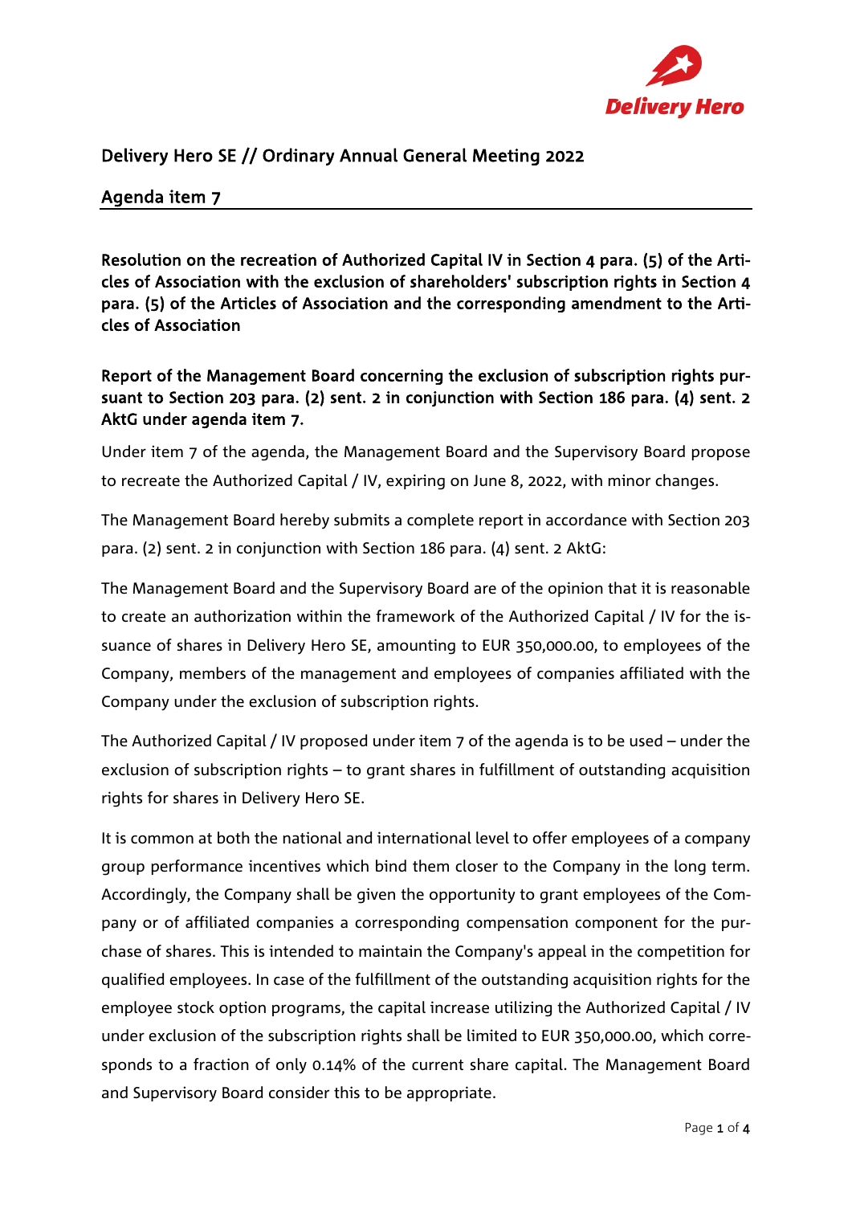## Delivery Hero SE // Ordinary Annual General Meeting 2022

## Agenda item 7

**Resolution on the recreation of Authorized Capital IV in Section 4 para. (5) of the Articles of Association with the exclusion of shareholders' subscription rights in Section 4 para. (5) of the Articles of Association and the corresponding amendment to the Articles of Association**

**Report of the Management Board concerning the exclusion of subscription rights pursuant to Section 203 para. (2) sent. 2 in conjunction with Section 186 para. (4) sent. 2 AktG under agenda item 7.**

Under item 7 of the agenda, the Management Board and the Supervisory Board propose to recreate the Authorized Capital / IV, expiring on June 8, 2022, with minor changes.

The Management Board hereby submits a complete report in accordance with Section 203 para. (2) sent. 2 in conjunction with Section 186 para. (4) sent. 2 AktG:

The Management Board and the Supervisory Board are of the opinion that it is reasonable to create an authorization within the framework of the Authorized Capital / IV for the issuance of shares in Delivery Hero SE, amounting to EUR 350,000.00, to employees of the Company, members of the management and employees of companies affiliated with the Company under the exclusion of subscription rights.

The Authorized Capital / IV proposed under item 7 of the agenda is to be used – under the exclusion of subscription rights – to grant shares in fulfillment of outstanding acquisition rights for shares in Delivery Hero SE.

It is common at both the national and international level to offer employees of a company group performance incentives which bind them closer to the Company in the long term. Accordingly, the Company shall be given the opportunity to grant employees of the Company or of affiliated companies a corresponding compensation component for the purchase of shares. This is intended to maintain the Company's appeal in the competition for qualified employees. In case of the fulfillment of the outstanding acquisition rights for the employee stock option programs, the capital increase utilizing the Authorized Capital / IV under exclusion of the subscription rights shall be limited to EUR 350,000.00, which corresponds to a fraction of only 0.14% of the current share capital. The Management Board and Supervisory Board consider this to be appropriate.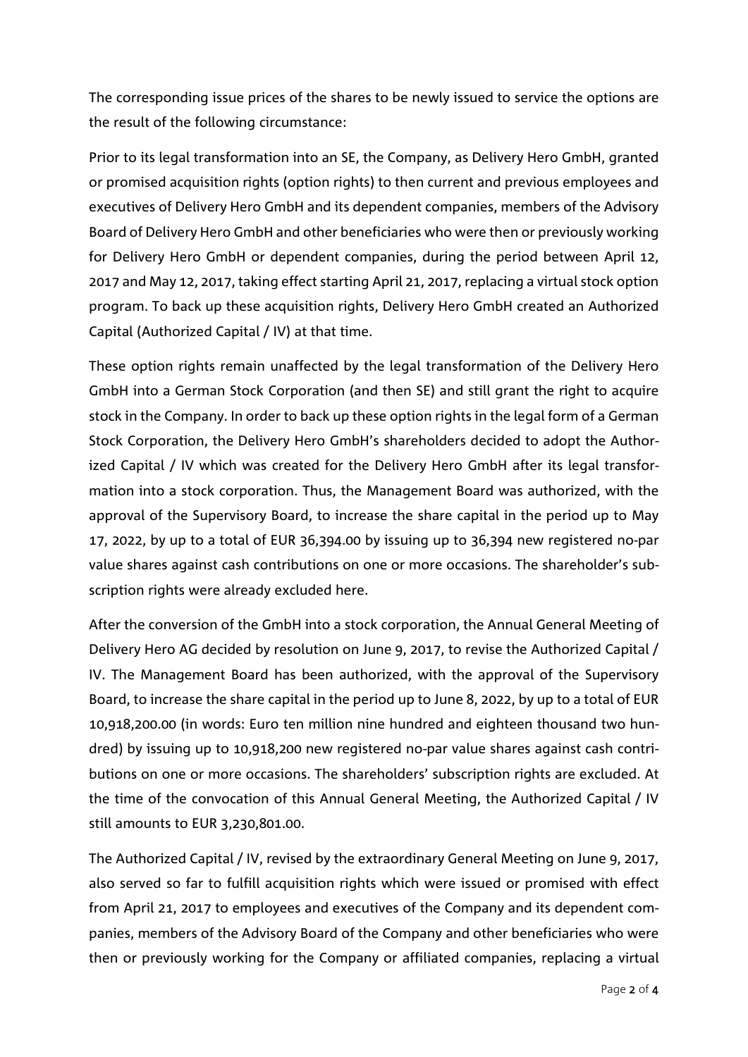The corresponding issue prices of the shares to be newly issued to service the options are the result of the following circumstance:

Prior to its legal transformation into an SE, the Company, as Delivery Hero GmbH, granted or promised acquisition rights (option rights) to then current and previous employees and executives of Delivery Hero GmbH and its dependent companies, members of the Advisory Board of Delivery Hero GmbH and other beneficiaries who were then or previously working for Delivery Hero GmbH or dependent companies, during the period between April 12, 2017 and May 12, 2017, taking effect starting April 21, 2017, replacing a virtual stock option program. To back up these acquisition rights, Delivery Hero GmbH created an Authorized Capital (Authorized Capital / IV) at that time.

These option rights remain unaffected by the legal transformation of the Delivery Hero GmbH into a German Stock Corporation (and then SE) and still grant the right to acquire stock in the Company. In order to back up these option rights in the legal form of a German Stock Corporation, the Delivery Hero GmbH's shareholders decided to adopt the Authorized Capital / IV which was created for the Delivery Hero GmbH after its legal transformation into a stock corporation. Thus, the Management Board was authorized, with the approval of the Supervisory Board, to increase the share capital in the period up to May 17, 2022, by up to a total of EUR 36,394.00 by issuing up to 36,394 new registered no-par value shares against cash contributions on one or more occasions. The shareholder's subscription rights were already excluded here.

After the conversion of the GmbH into a stock corporation, the Annual General Meeting of Delivery Hero AG decided by resolution on June 9, 2017, to revise the Authorized Capital / IV. The Management Board has been authorized, with the approval of the Supervisory Board, to increase the share capital in the period up to June 8, 2022, by up to a total of EUR 10,918,200.00 (in words: Euro ten million nine hundred and eighteen thousand two hundred) by issuing up to 10,918,200 new registered no-par value shares against cash contributions on one or more occasions. The shareholders' subscription rights are excluded. At the time of the convocation of this Annual General Meeting, the Authorized Capital / IV still amounts to EUR 3,230,801.00.

The Authorized Capital / IV, revised by the extraordinary General Meeting on June 9, 2017, also served so far to fulfill acquisition rights which were issued or promised with effect from April 21, 2017 to employees and executives of the Company and its dependent companies, members of the Advisory Board of the Company and other beneficiaries who were then or previously working for the Company or affiliated companies, replacing a virtual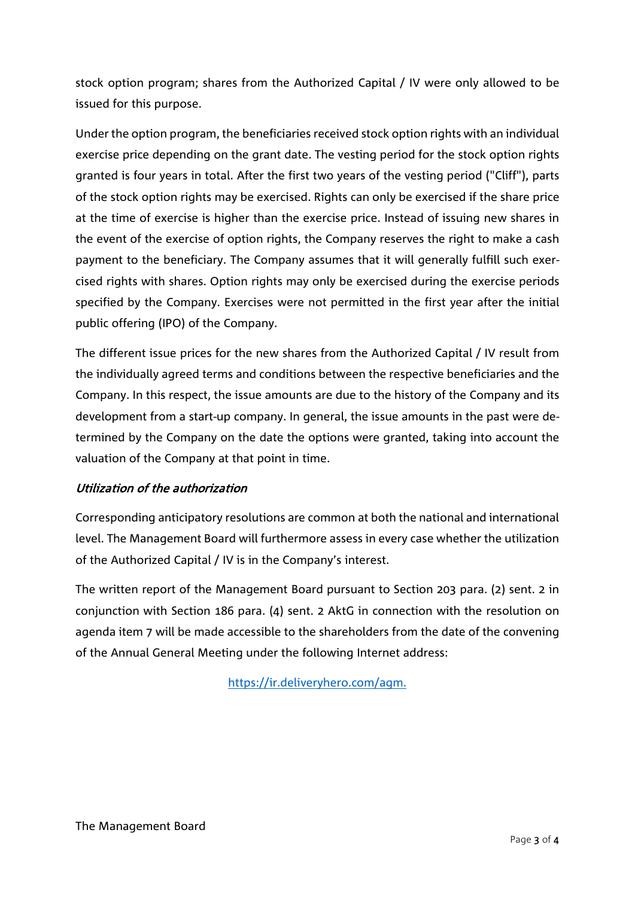stock option program; shares from the Authorized Capital / IV were only allowed to be issued for this purpose.

Under the option program, the beneficiaries received stock option rights with an individual exercise price depending on the grant date. The vesting period for the stock option rights granted is four years in total. After the first two years of the vesting period ("Cliff"), parts of the stock option rights may be exercised. Rights can only be exercised if the share price at the time of exercise is higher than the exercise price. Instead of issuing new shares in the event of the exercise of option rights, the Company reserves the right to make a cash payment to the beneficiary. The Company assumes that it will generally fulfill such exercised rights with shares. Option rights may only be exercised during the exercise periods specified by the Company. Exercises were not permitted in the first year after the initial public offering (IPO) of the Company.

The different issue prices for the new shares from the Authorized Capital / IV result from the individually agreed terms and conditions between the respective beneficiaries and the Company. In this respect, the issue amounts are due to the history of the Company and its development from a start-up company. In general, the issue amounts in the past were determined by the Company on the date the options were granted, taking into account the valuation of the Company at that point in time.

### *Utilization of the authorization*

Corresponding anticipatory resolutions are common at both the national and international level. The Management Board will furthermore assess in every case whether the utilization of the Authorized Capital / IV is in the Company's interest.

The written report of the Management Board pursuant to Section 203 para. (2) sent. 2 in conjunction with Section 186 para. (4) sent. 2 AktG in connection with the resolution on agenda item 7 will be made accessible to the shareholders from the date of the convening of the Annual General Meeting under the following Internet address:

https://ir.deliveryhero.com/agm.

The Management Board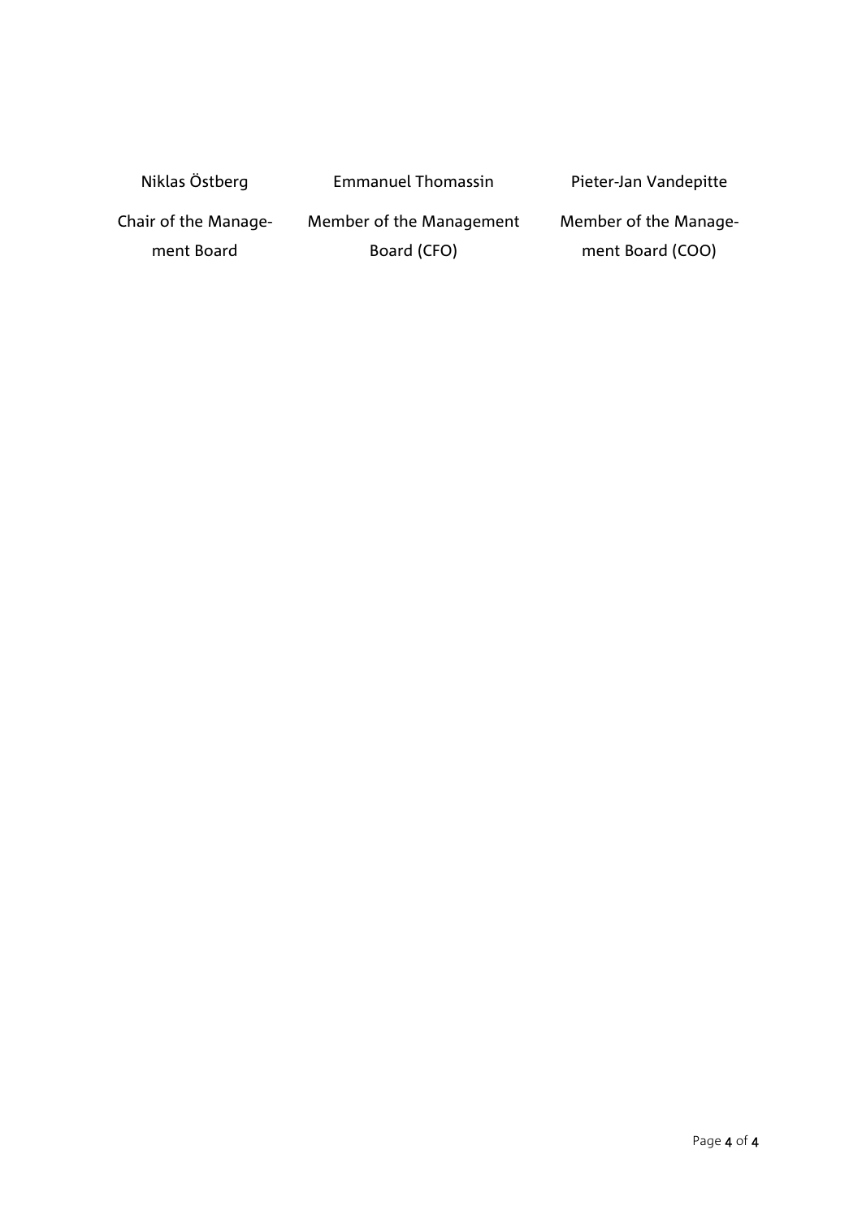| | | |
|---|---|---|
| Niklas Östberg | Emmanuel Thomassin | Pieter-Jan Vandepitte |
| Chair of the Management Board | Member of the Management Board (CFO) | Member of the Management Board (COO) |